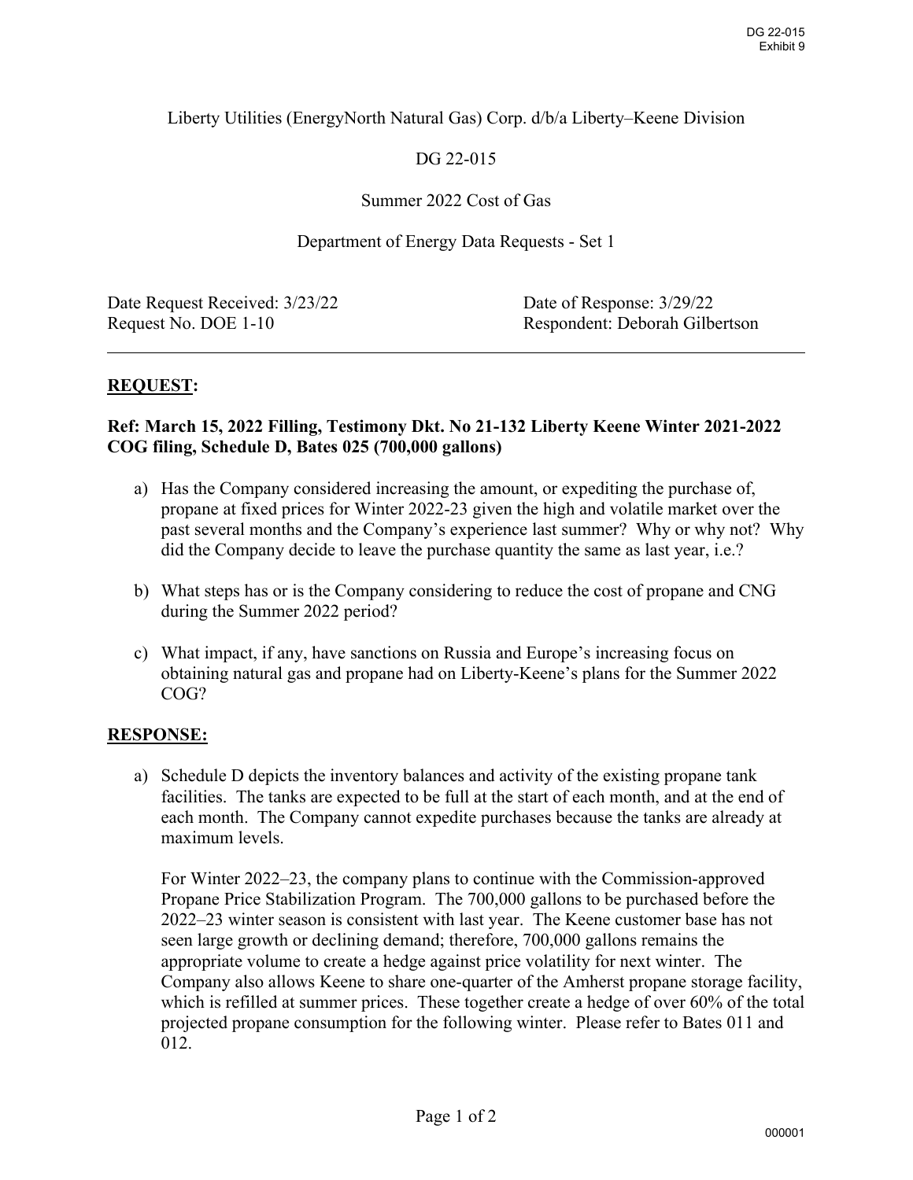Liberty Utilities (EnergyNorth Natural Gas) Corp. d/b/a Liberty–Keene Division

DG 22-015

Summer 2022 Cost of Gas

Department of Energy Data Requests - Set 1

| | |
|---|---|
| Date Request Received: 3/23/22 | Date of Response: 3/29/22 |
| Request No. DOE 1-10 | Respondent: Deborah Gilbertson |

---

## **REQUEST:**

**Ref: March 15, 2022 Filling, Testimony Dkt. No 21-132 Liberty Keene Winter 2021-2022 COG filing, Schedule D, Bates 025 (700,000 gallons)**

a) Has the Company considered increasing the amount, or expediting the purchase of, propane at fixed prices for Winter 2022-23 given the high and volatile market over the past several months and the Company's experience last summer? Why or why not? Why did the Company decide to leave the purchase quantity the same as last year, i.e.?

b) What steps has or is the Company considering to reduce the cost of propane and CNG during the Summer 2022 period?

c) What impact, if any, have sanctions on Russia and Europe's increasing focus on obtaining natural gas and propane had on Liberty-Keene's plans for the Summer 2022 COG?

## **RESPONSE:**

a) Schedule D depicts the inventory balances and activity of the existing propane tank facilities. The tanks are expected to be full at the start of each month, and at the end of each month. The Company cannot expedite purchases because the tanks are already at maximum levels.

   For Winter 2022–23, the company plans to continue with the Commission-approved Propane Price Stabilization Program. The 700,000 gallons to be purchased before the 2022–23 winter season is consistent with last year. The Keene customer base has not seen large growth or declining demand; therefore, 700,000 gallons remains the appropriate volume to create a hedge against price volatility for next winter. The Company also allows Keene to share one-quarter of the Amherst propane storage facility, which is refilled at summer prices. These together create a hedge of over 60% of the total projected propane consumption for the following winter. Please refer to Bates 011 and 012.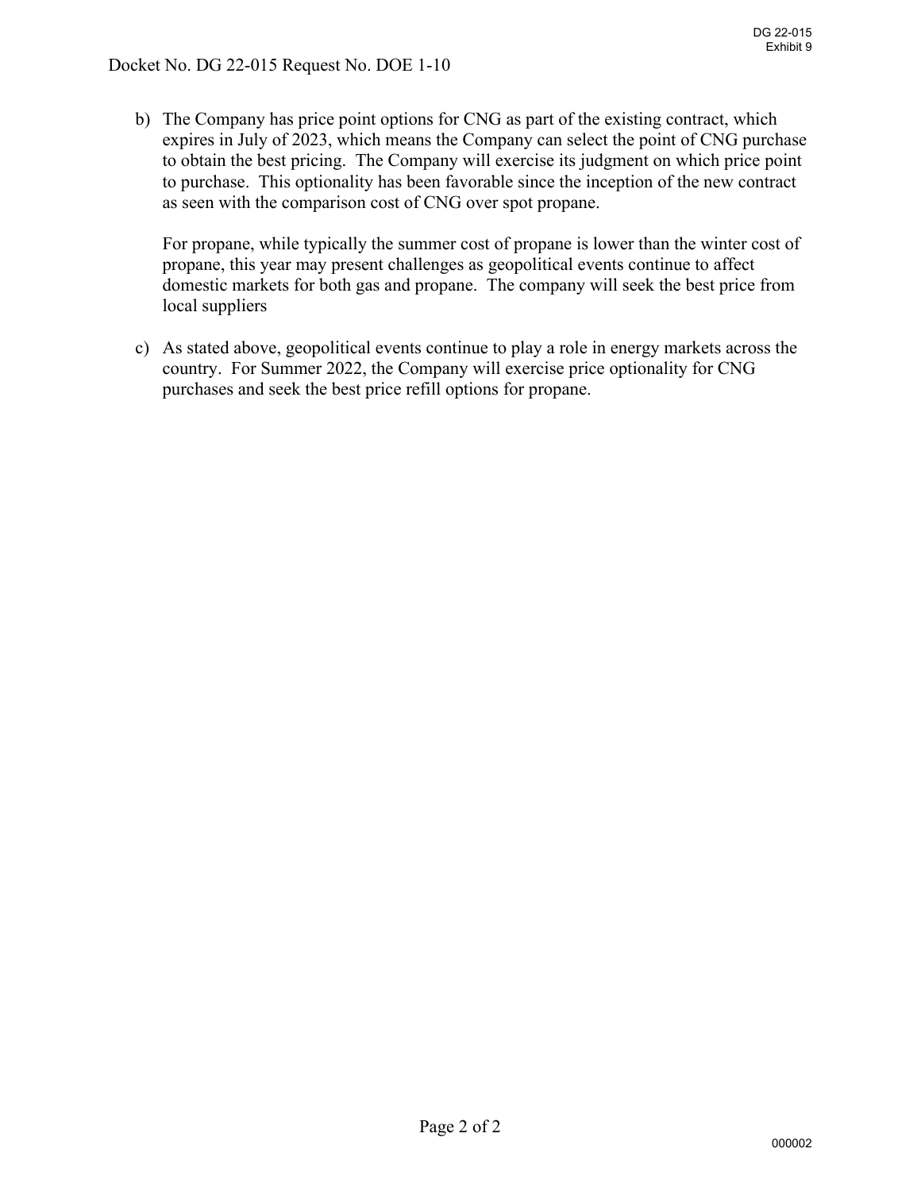Docket No. DG 22-015 Request No. DOE 1-10

b) The Company has price point options for CNG as part of the existing contract, which expires in July of 2023, which means the Company can select the point of CNG purchase to obtain the best pricing. The Company will exercise its judgment on which price point to purchase. This optionality has been favorable since the inception of the new contract as seen with the comparison cost of CNG over spot propane.

   For propane, while typically the summer cost of propane is lower than the winter cost of propane, this year may present challenges as geopolitical events continue to affect domestic markets for both gas and propane. The company will seek the best price from local suppliers

c) As stated above, geopolitical events continue to play a role in energy markets across the country. For Summer 2022, the Company will exercise price optionality for CNG purchases and seek the best price refill options for propane.